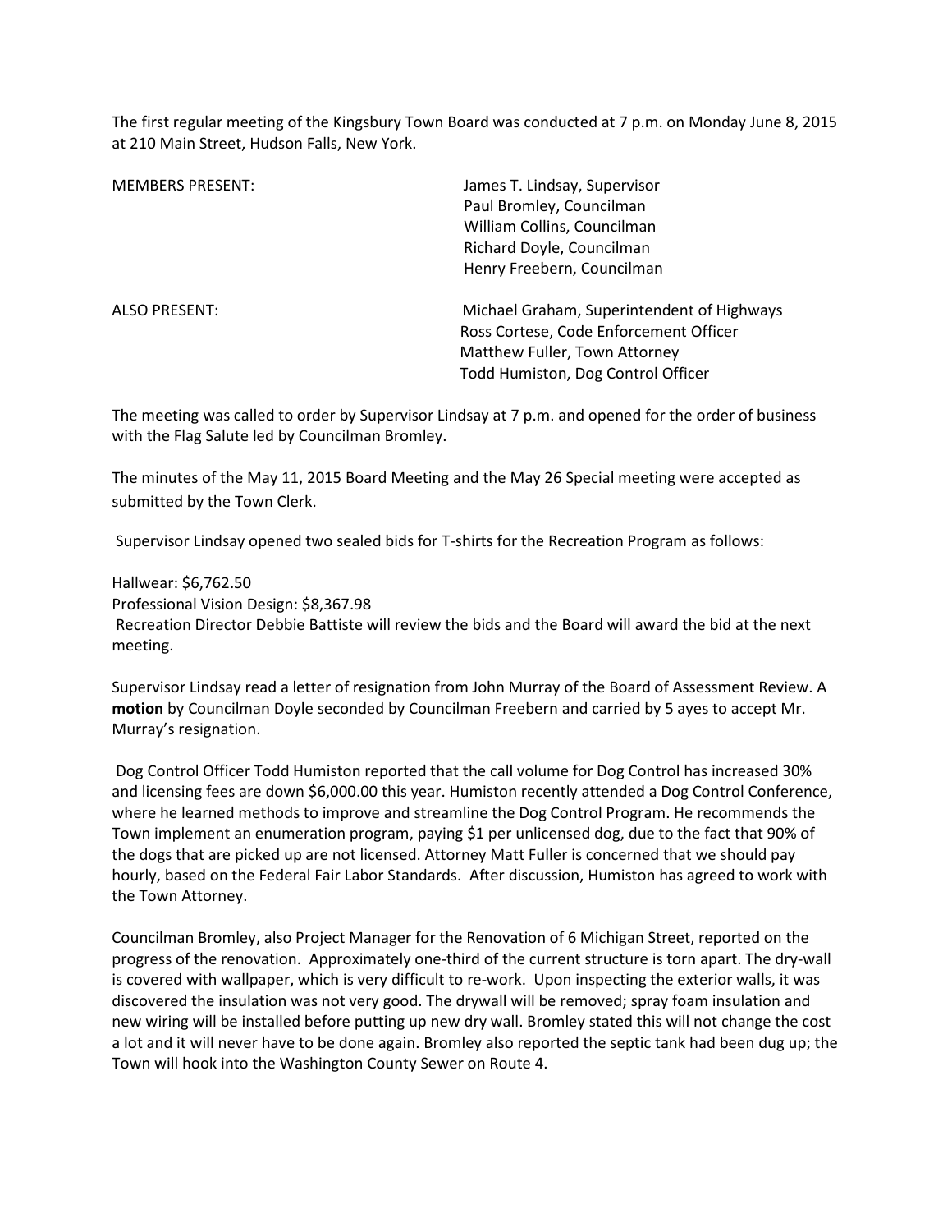The first regular meeting of the Kingsbury Town Board was conducted at 7 p.m. on Monday June 8, 2015 at 210 Main Street, Hudson Falls, New York.

| | |
|---|---|
| MEMBERS PRESENT: | James T. Lindsay, Supervisor<br>Paul Bromley, Councilman<br>William Collins, Councilman<br>Richard Doyle, Councilman<br>Henry Freebern, Councilman |
| ALSO PRESENT: | Michael Graham, Superintendent of Highways<br>Ross Cortese, Code Enforcement Officer<br>Matthew Fuller, Town Attorney<br>Todd Humiston, Dog Control Officer |

The meeting was called to order by Supervisor Lindsay at 7 p.m. and opened for the order of business with the Flag Salute led by Councilman Bromley.

The minutes of the May 11, 2015 Board Meeting and the May 26 Special meeting were accepted as submitted by the Town Clerk.

Supervisor Lindsay opened two sealed bids for T-shirts for the Recreation Program as follows:

Hallwear: $6,762.50
Professional Vision Design: $8,367.98
Recreation Director Debbie Battiste will review the bids and the Board will award the bid at the next meeting.

Supervisor Lindsay read a letter of resignation from John Murray of the Board of Assessment Review. A **motion** by Councilman Doyle seconded by Councilman Freebern and carried by 5 ayes to accept Mr. Murray's resignation.

Dog Control Officer Todd Humiston reported that the call volume for Dog Control has increased 30% and licensing fees are down $6,000.00 this year. Humiston recently attended a Dog Control Conference, where he learned methods to improve and streamline the Dog Control Program. He recommends the Town implement an enumeration program, paying $1 per unlicensed dog, due to the fact that 90% of the dogs that are picked up are not licensed. Attorney Matt Fuller is concerned that we should pay hourly, based on the Federal Fair Labor Standards. After discussion, Humiston has agreed to work with the Town Attorney.

Councilman Bromley, also Project Manager for the Renovation of 6 Michigan Street, reported on the progress of the renovation. Approximately one-third of the current structure is torn apart. The dry-wall is covered with wallpaper, which is very difficult to re-work. Upon inspecting the exterior walls, it was discovered the insulation was not very good. The drywall will be removed; spray foam insulation and new wiring will be installed before putting up new dry wall. Bromley stated this will not change the cost a lot and it will never have to be done again. Bromley also reported the septic tank had been dug up; the Town will hook into the Washington County Sewer on Route 4.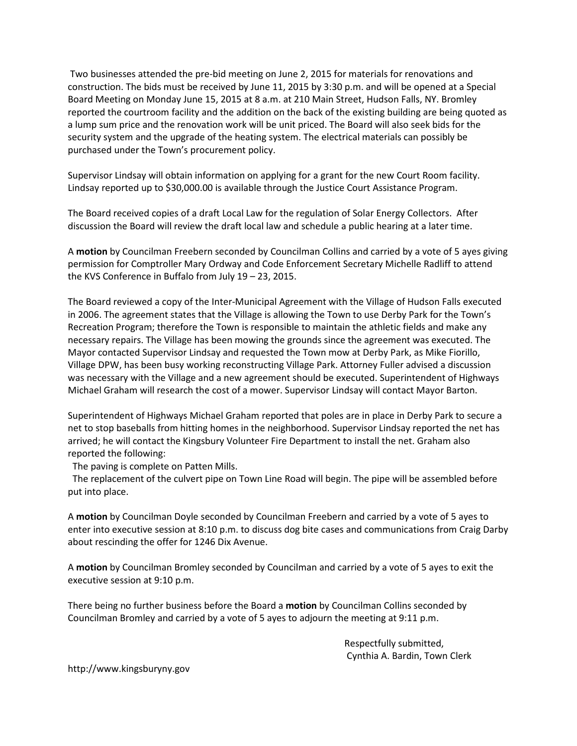Two businesses attended the pre-bid meeting on June 2, 2015 for materials for renovations and construction. The bids must be received by June 11, 2015 by 3:30 p.m. and will be opened at a Special Board Meeting on Monday June 15, 2015 at 8 a.m. at 210 Main Street, Hudson Falls, NY. Bromley reported the courtroom facility and the addition on the back of the existing building are being quoted as a lump sum price and the renovation work will be unit priced. The Board will also seek bids for the security system and the upgrade of the heating system. The electrical materials can possibly be purchased under the Town's procurement policy.

Supervisor Lindsay will obtain information on applying for a grant for the new Court Room facility. Lindsay reported up to $30,000.00 is available through the Justice Court Assistance Program.

The Board received copies of a draft Local Law for the regulation of Solar Energy Collectors. After discussion the Board will review the draft local law and schedule a public hearing at a later time.

A **motion** by Councilman Freebern seconded by Councilman Collins and carried by a vote of 5 ayes giving permission for Comptroller Mary Ordway and Code Enforcement Secretary Michelle Radliff to attend the KVS Conference in Buffalo from July 19 – 23, 2015.

The Board reviewed a copy of the Inter-Municipal Agreement with the Village of Hudson Falls executed in 2006. The agreement states that the Village is allowing the Town to use Derby Park for the Town's Recreation Program; therefore the Town is responsible to maintain the athletic fields and make any necessary repairs. The Village has been mowing the grounds since the agreement was executed. The Mayor contacted Supervisor Lindsay and requested the Town mow at Derby Park, as Mike Fiorillo, Village DPW, has been busy working reconstructing Village Park. Attorney Fuller advised a discussion was necessary with the Village and a new agreement should be executed. Superintendent of Highways Michael Graham will research the cost of a mower. Supervisor Lindsay will contact Mayor Barton.

Superintendent of Highways Michael Graham reported that poles are in place in Derby Park to secure a net to stop baseballs from hitting homes in the neighborhood. Supervisor Lindsay reported the net has arrived; he will contact the Kingsbury Volunteer Fire Department to install the net. Graham also reported the following:

The paving is complete on Patten Mills.

The replacement of the culvert pipe on Town Line Road will begin. The pipe will be assembled before put into place.

A **motion** by Councilman Doyle seconded by Councilman Freebern and carried by a vote of 5 ayes to enter into executive session at 8:10 p.m. to discuss dog bite cases and communications from Craig Darby about rescinding the offer for 1246 Dix Avenue.

A **motion** by Councilman Bromley seconded by Councilman and carried by a vote of 5 ayes to exit the executive session at 9:10 p.m.

There being no further business before the Board a **motion** by Councilman Collins seconded by Councilman Bromley and carried by a vote of 5 ayes to adjourn the meeting at 9:11 p.m.

Respectfully submitted,
Cynthia A. Bardin, Town Clerk

http://www.kingsburyny.gov